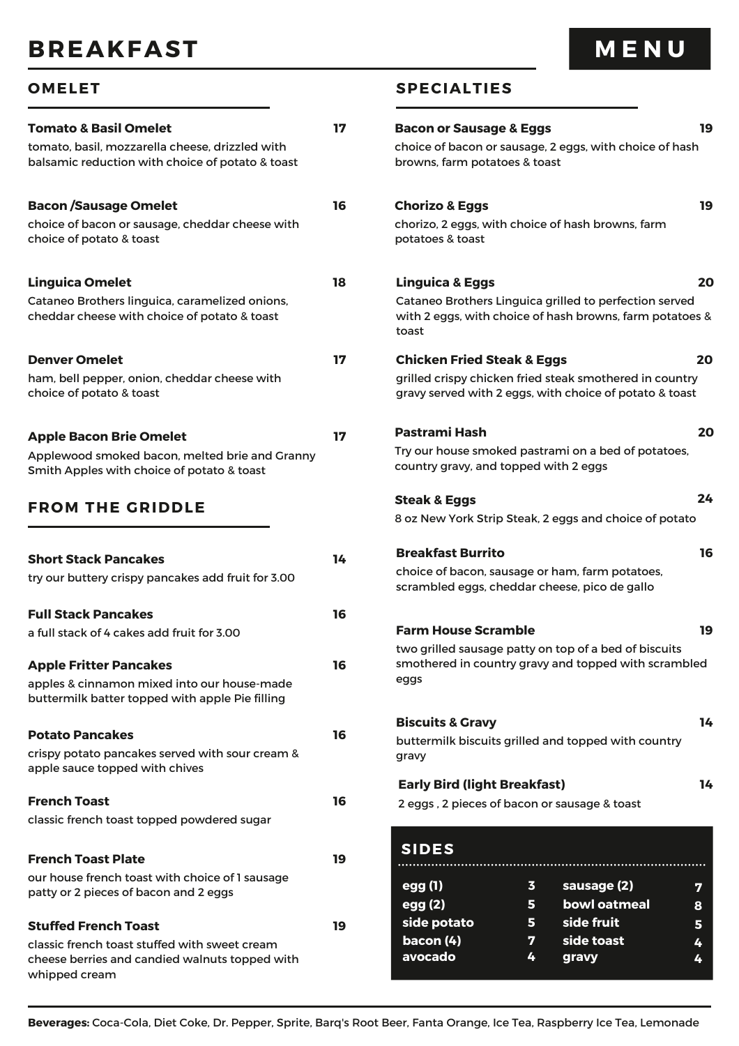# BREAKFAST MENU

## OMELET

**Tomato & Basil Omelet** 17

tomato, basil, mozzarella cheese, drizzled with balsamic reduction with choice of potato & toast

**Bacon /Sausage Omelet** 16

choice of bacon or sausage, cheddar cheese with choice of potato & toast

**Linguica Omelet** 18

Cataneo Brothers linguica, caramelized onions, cheddar cheese with choice of potato & toast

**Denver Omelet** 17

ham, bell pepper, onion, cheddar cheese with choice of potato & toast

**Apple Bacon Brie Omelet** 17

Applewood smoked bacon, melted brie and Granny Smith Apples with choice of potato & toast

## FROM THE GRIDDLE

**Short Stack Pancakes** 14

try our buttery crispy pancakes add fruit for 3.00

**Full Stack Pancakes** 16

a full stack of 4 cakes add fruit for 3.00

**Apple Fritter Pancakes** 16

apples & cinnamon mixed into our house-made buttermilk batter topped with apple Pie filling

**Potato Pancakes** 16

crispy potato pancakes served with sour cream & apple sauce topped with chives

**French Toast** 16

classic french toast topped powdered sugar

**French Toast Plate** 19

our house french toast with choice of 1 sausage patty or 2 pieces of bacon and 2 eggs

**Stuffed French Toast** 19

classic french toast stuffed with sweet cream cheese berries and candied walnuts topped with whipped cream

## SPECIALTIES

**Bacon or Sausage & Eggs** 19

choice of bacon or sausage, 2 eggs, with choice of hash browns, farm potatoes & toast

**Chorizo & Eggs** 19

chorizo, 2 eggs, with choice of hash browns, farm potatoes & toast

**Linguica & Eggs** 20

Cataneo Brothers Linguica grilled to perfection served with 2 eggs, with choice of hash browns, farm potatoes & toast

**Chicken Fried Steak & Eggs** 20

grilled crispy chicken fried steak smothered in country gravy served with 2 eggs, with choice of potato & toast

**Pastrami Hash** 20

Try our house smoked pastrami on a bed of potatoes, country gravy, and topped with 2 eggs

**Steak & Eggs** 24

8 oz New York Strip Steak, 2 eggs and choice of potato

**Breakfast Burrito** 16

choice of bacon, sausage or ham, farm potatoes, scrambled eggs, cheddar cheese, pico de gallo

**Farm House Scramble** 19

two grilled sausage patty on top of a bed of biscuits smothered in country gravy and topped with scrambled eggs

**Biscuits & Gravy** 14

buttermilk biscuits grilled and topped with country gravy

**Early Bird (light Breakfast)** 14

2 eggs , 2 pieces of bacon or sausage & toast

## SIDES

| | | | |
|---|---|---|---|
| **egg (1)** | **3** | **sausage (2)** | **7** |
| **egg (2)** | **5** | **bowl oatmeal** | **8** |
| **side potato** | **5** | **side fruit** | **5** |
| **bacon (4)** | **7** | **side toast** | **4** |
| **avocado** | **4** | **gravy** | **4** |

**Beverages:** Coca-Cola, Diet Coke, Dr. Pepper, Sprite, Barq's Root Beer, Fanta Orange, Ice Tea, Raspberry Ice Tea, Lemonade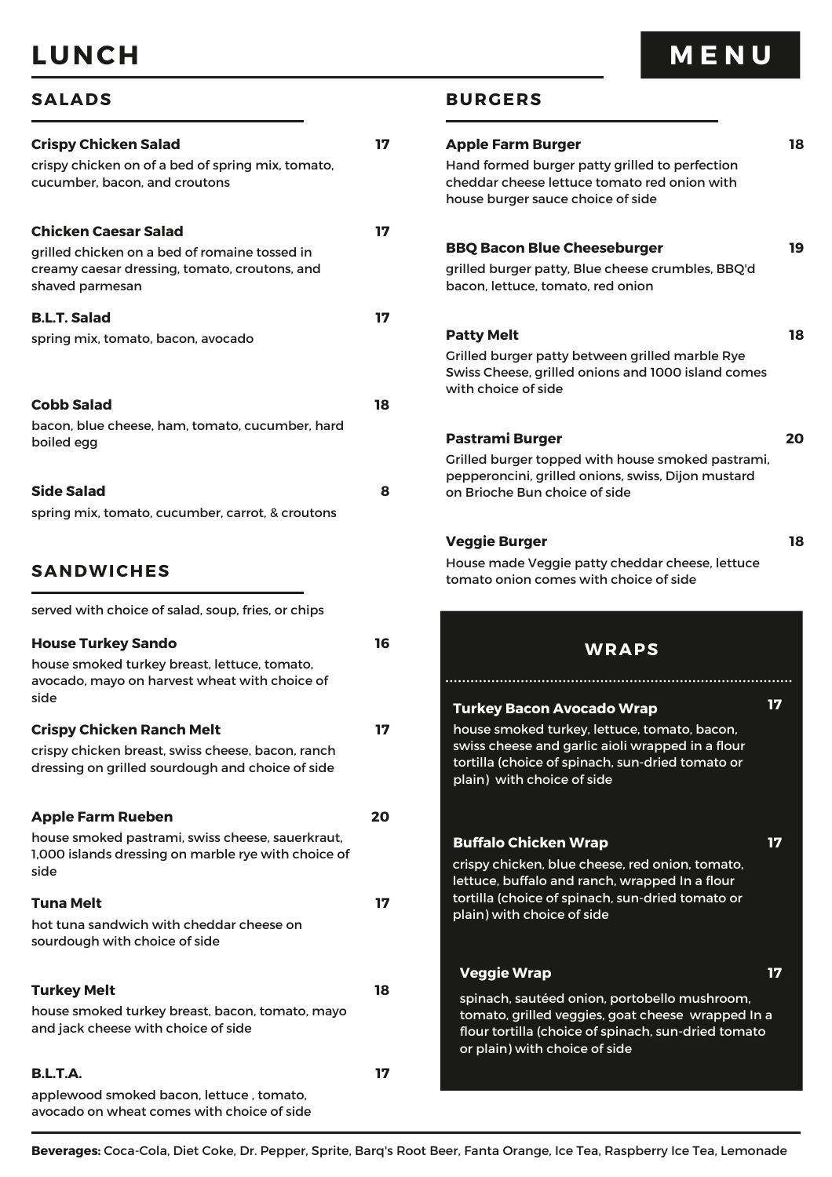# LUNCH MENU

## SALADS

**Crispy Chicken Salad** 17

crispy chicken on of a bed of spring mix, tomato, cucumber, bacon, and croutons

**Chicken Caesar Salad** 17

grilled chicken on a bed of romaine tossed in creamy caesar dressing, tomato, croutons, and shaved parmesan

**B.L.T. Salad** 17

spring mix, tomato, bacon, avocado

**Cobb Salad** 18

bacon, blue cheese, ham, tomato, cucumber, hard boiled egg

**Side Salad** 8

spring mix, tomato, cucumber, carrot, & croutons

## SANDWICHES

served with choice of salad, soup, fries, or chips

**House Turkey Sando** 16

house smoked turkey breast, lettuce, tomato, avocado, mayo on harvest wheat with choice of side

**Crispy Chicken Ranch Melt** 17

crispy chicken breast, swiss cheese, bacon, ranch dressing on grilled sourdough and choice of side

**Apple Farm Rueben** 20

house smoked pastrami, swiss cheese, sauerkraut, 1,000 islands dressing on marble rye with choice of side

**Tuna Melt** 17

hot tuna sandwich with cheddar cheese on sourdough with choice of side

**Turkey Melt** 18

house smoked turkey breast, bacon, tomato, mayo and jack cheese with choice of side

**B.L.T.A.** 17

applewood smoked bacon, lettuce , tomato, avocado on wheat comes with choice of side

## BURGERS

**Apple Farm Burger** 18

Hand formed burger patty grilled to perfection cheddar cheese lettuce tomato red onion with house burger sauce choice of side

**BBQ Bacon Blue Cheeseburger** 19

grilled burger patty, Blue cheese crumbles, BBQ'd bacon, lettuce, tomato, red onion

**Patty Melt** 18

Grilled burger patty between grilled marble Rye Swiss Cheese, grilled onions and 1000 island comes with choice of side

**Pastrami Burger** 20

Grilled burger topped with house smoked pastrami, pepperoncini, grilled onions, swiss, Dijon mustard on Brioche Bun choice of side

**Veggie Burger** 18

House made Veggie patty cheddar cheese, lettuce tomato onion comes with choice of side

## WRAPS

**Turkey Bacon Avocado Wrap** 17

house smoked turkey, lettuce, tomato, bacon, swiss cheese and garlic aioli wrapped in a flour tortilla (choice of spinach, sun-dried tomato or plain) with choice of side

**Buffalo Chicken Wrap** 17

crispy chicken, blue cheese, red onion, tomato, lettuce, buffalo and ranch, wrapped In a flour tortilla (choice of spinach, sun-dried tomato or plain) with choice of side

**Veggie Wrap** 17

spinach, sautéed onion, portobello mushroom, tomato, grilled veggies, goat cheese wrapped In a flour tortilla (choice of spinach, sun-dried tomato or plain) with choice of side

**Beverages:** Coca-Cola, Diet Coke, Dr. Pepper, Sprite, Barq's Root Beer, Fanta Orange, Ice Tea, Raspberry Ice Tea, Lemonade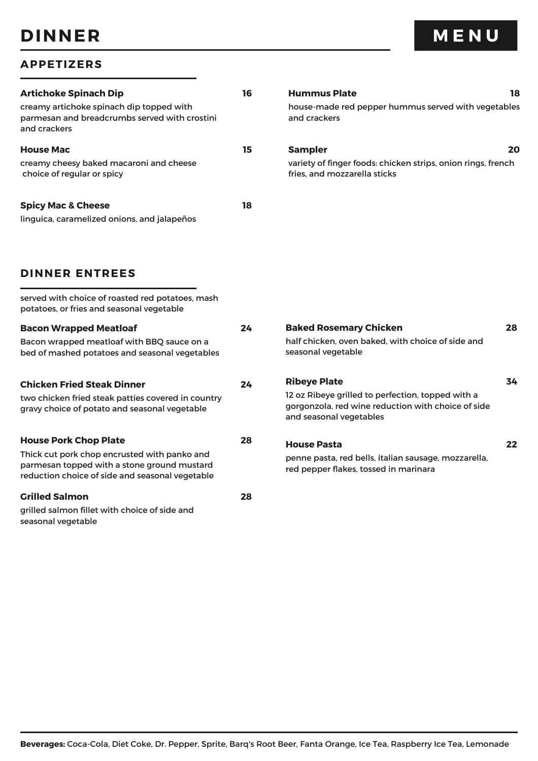# DINNER MENU

## APPETIZERS

**Artichoke Spinach Dip** **16**
creamy artichoke spinach dip topped with parmesan and breadcrumbs served with crostini and crackers

**House Mac** **15**
creamy cheesy baked macaroni and cheese
choice of regular or spicy

**Spicy Mac & Cheese** **18**
linguica, caramelized onions, and jalapeños

**Hummus Plate** **18**
house-made red pepper hummus served with vegetables and crackers

**Sampler** **20**
variety of finger foods: chicken strips, onion rings, french fries, and mozzarella sticks

## DINNER ENTREES

served with choice of roasted red potatoes, mash potatoes, or fries and seasonal vegetable

**Bacon Wrapped Meatloaf** **24**
Bacon wrapped meatloaf with BBQ sauce on a bed of mashed potatoes and seasonal vegetables

**Chicken Fried Steak Dinner** **24**
two chicken fried steak patties covered in country gravy choice of potato and seasonal vegetable

**House Pork Chop Plate** **28**
Thick cut pork chop encrusted with panko and parmesan topped with a stone ground mustard reduction choice of side and seasonal vegetable

**Grilled Salmon** **28**
grilled salmon fillet with choice of side and seasonal vegetable

**Baked Rosemary Chicken** **28**
half chicken, oven baked, with choice of side and seasonal vegetable

**Ribeye Plate** **34**
12 oz Ribeye grilled to perfection, topped with a gorgonzola, red wine reduction with choice of side and seasonal vegetables

**House Pasta** **22**
penne pasta, red bells, italian sausage, mozzarella, red pepper flakes, tossed in marinara

**Beverages:** Coca-Cola, Diet Coke, Dr. Pepper, Sprite, Barq's Root Beer, Fanta Orange, Ice Tea, Raspberry Ice Tea, Lemonade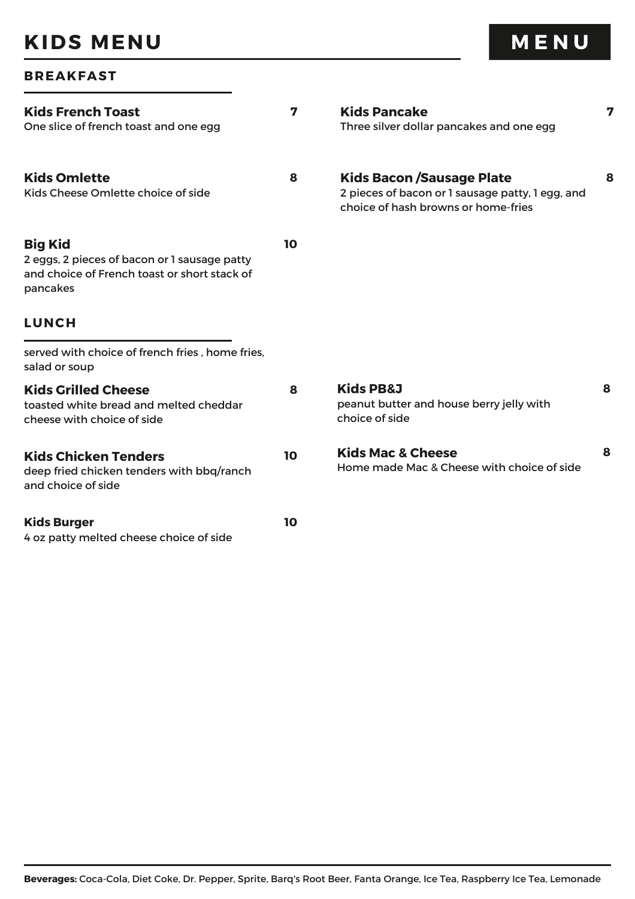# KIDS MENU

# MENU

## BREAKFAST

**Kids French Toast** **7**
One slice of french toast and one egg

**Kids Pancake** **7**
Three silver dollar pancakes and one egg

**Kids Omlette** **8**
Kids Cheese Omlette choice of side

**Kids Bacon /Sausage Plate** **8**
2 pieces of bacon or 1 sausage patty, 1 egg, and choice of hash browns or home-fries

**Big Kid** **10**
2 eggs, 2 pieces of bacon or 1 sausage patty and choice of French toast or short stack of pancakes

## LUNCH

served with choice of french fries , home fries, salad or soup

**Kids Grilled Cheese** **8**
toasted white bread and melted cheddar cheese with choice of side

**Kids PB&J** **8**
peanut butter and house berry jelly with choice of side

**Kids Chicken Tenders** **10**
deep fried chicken tenders with bbq/ranch and choice of side

**Kids Mac & Cheese** **8**
Home made Mac & Cheese with choice of side

**Kids Burger** **10**
4 oz patty melted cheese choice of side

**Beverages:** Coca-Cola, Diet Coke, Dr. Pepper, Sprite, Barq's Root Beer, Fanta Orange, Ice Tea, Raspberry Ice Tea, Lemonade